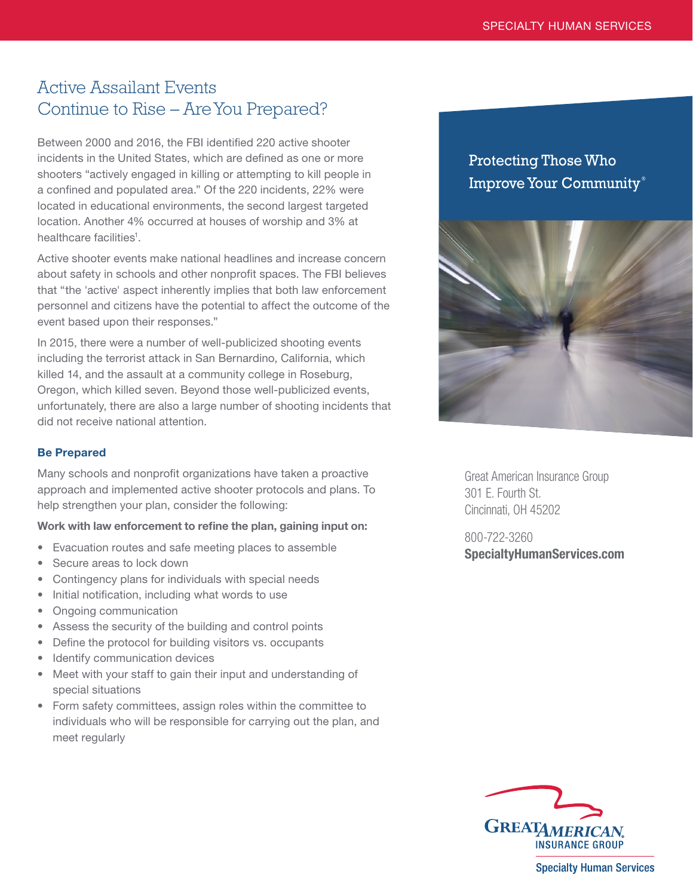# Active Assailant Events Continue to Rise – Are You Prepared?

Between 2000 and 2016, the FBI identified 220 active shooter incidents in the United States, which are defined as one or more shooters "actively engaged in killing or attempting to kill people in a confined and populated area." Of the 220 incidents, 22% were located in educational environments, the second largest targeted location. Another 4% occurred at houses of worship and 3% at healthcare facilities[1].

Active shooter events make national headlines and increase concern about safety in schools and other nonprofit spaces. The FBI believes that "the 'active' aspect inherently implies that both law enforcement personnel and citizens have the potential to affect the outcome of the event based upon their responses."

In 2015, there were a number of well-publicized shooting events including the terrorist attack in San Bernardino, California, which killed 14, and the assault at a community college in Roseburg, Oregon, which killed seven. Beyond those well-publicized events, unfortunately, there are also a large number of shooting incidents that did not receive national attention.

### Be Prepared

Many schools and nonprofit organizations have taken a proactive approach and implemented active shooter protocols and plans. To help strengthen your plan, consider the following:

**Work with law enforcement to refine the plan, gaining input on:**

- Evacuation routes and safe meeting places to assemble
- Secure areas to lock down
- Contingency plans for individuals with special needs
- Initial notification, including what words to use
- Ongoing communication
- Assess the security of the building and control points
- Define the protocol for building visitors vs. occupants
- Identify communication devices
- Meet with your staff to gain their input and understanding of special situations
- Form safety committees, assign roles within the committee to individuals who will be responsible for carrying out the plan, and meet regularly

Protecting Those Who Improve Your Community®

Great American Insurance Group
301 E. Fourth St.
Cincinnati, OH 45202

800-722-3260
**SpecialtyHumanServices.com**

Great American Insurance Group
Specialty Human Services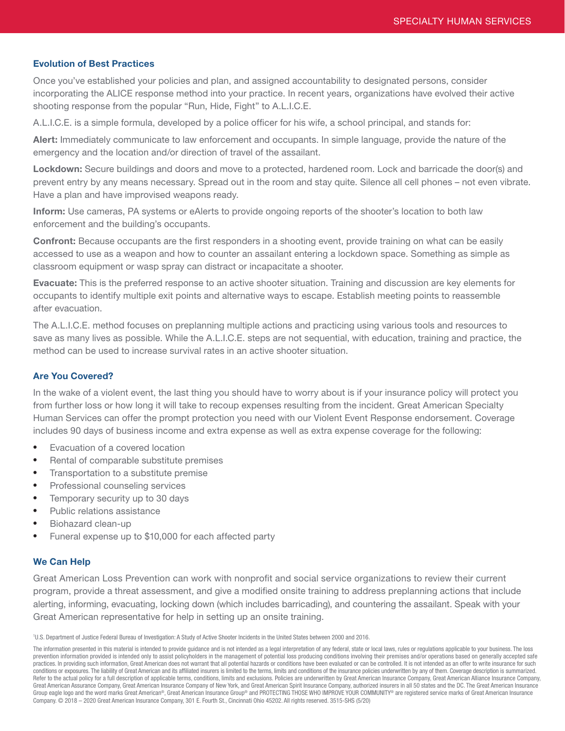## Evolution of Best Practices

Once you've established your policies and plan, and assigned accountability to designated persons, consider incorporating the ALICE response method into your practice. In recent years, organizations have evolved their active shooting response from the popular "Run, Hide, Fight" to A.L.I.C.E.

A.L.I.C.E. is a simple formula, developed by a police officer for his wife, a school principal, and stands for:

**Alert:** Immediately communicate to law enforcement and occupants. In simple language, provide the nature of the emergency and the location and/or direction of travel of the assailant.

**Lockdown:** Secure buildings and doors and move to a protected, hardened room. Lock and barricade the door(s) and prevent entry by any means necessary. Spread out in the room and stay quite. Silence all cell phones – not even vibrate. Have a plan and have improvised weapons ready.

**Inform:** Use cameras, PA systems or eAlerts to provide ongoing reports of the shooter's location to both law enforcement and the building's occupants.

**Confront:** Because occupants are the first responders in a shooting event, provide training on what can be easily accessed to use as a weapon and how to counter an assailant entering a lockdown space. Something as simple as classroom equipment or wasp spray can distract or incapacitate a shooter.

**Evacuate:** This is the preferred response to an active shooter situation. Training and discussion are key elements for occupants to identify multiple exit points and alternative ways to escape. Establish meeting points to reassemble after evacuation.

The A.L.I.C.E. method focuses on preplanning multiple actions and practicing using various tools and resources to save as many lives as possible. While the A.L.I.C.E. steps are not sequential, with education, training and practice, the method can be used to increase survival rates in an active shooter situation.

## Are You Covered?

In the wake of a violent event, the last thing you should have to worry about is if your insurance policy will protect you from further loss or how long it will take to recoup expenses resulting from the incident. Great American Specialty Human Services can offer the prompt protection you need with our Violent Event Response endorsement. Coverage includes 90 days of business income and extra expense as well as extra expense coverage for the following:

- Evacuation of a covered location
- Rental of comparable substitute premises
- Transportation to a substitute premise
- Professional counseling services
- Temporary security up to 30 days
- Public relations assistance
- Biohazard clean-up
- Funeral expense up to $10,000 for each affected party

## We Can Help

Great American Loss Prevention can work with nonprofit and social service organizations to review their current program, provide a threat assessment, and give a modified onsite training to address preplanning actions that include alerting, informing, evacuating, locking down (which includes barricading), and countering the assailant. Speak with your Great American representative for help in setting up an onsite training.

[1]U.S. Department of Justice Federal Bureau of Investigation: A Study of Active Shooter Incidents in the United States between 2000 and 2016.

The information presented in this material is intended to provide guidance and is not intended as a legal interpretation of any federal, state or local laws, rules or regulations applicable to your business. The loss prevention information provided is intended only to assist policyholders in the management of potential loss producing conditions involving their premises and/or operations based on generally accepted safe practices. In providing such information, Great American does not warrant that all potential hazards or conditions have been evaluated or can be controlled. It is not intended as an offer to write insurance for such conditions or exposures. The liability of Great American and its affiliated insurers is limited to the terms, limits and conditions of the insurance policies underwritten by any of them. Coverage description is summarized. Refer to the actual policy for a full description of applicable terms, conditions, limits and exclusions. Policies are underwritten by Great American Insurance Company, Great American Alliance Insurance Company, Great American Assurance Company, Great American Insurance Company of New York, and Great American Spirit Insurance Company, authorized insurers in all 50 states and the DC. The Great American Insurance Group eagle logo and the word marks Great American®, Great American Insurance Group® and PROTECTING THOSE WHO IMPROVE YOUR COMMUNITY® are registered service marks of Great American Insurance Company. © 2018 – 2020 Great American Insurance Company, 301 E. Fourth St., Cincinnati Ohio 45202. All rights reserved. 3515-SHS (5/20)